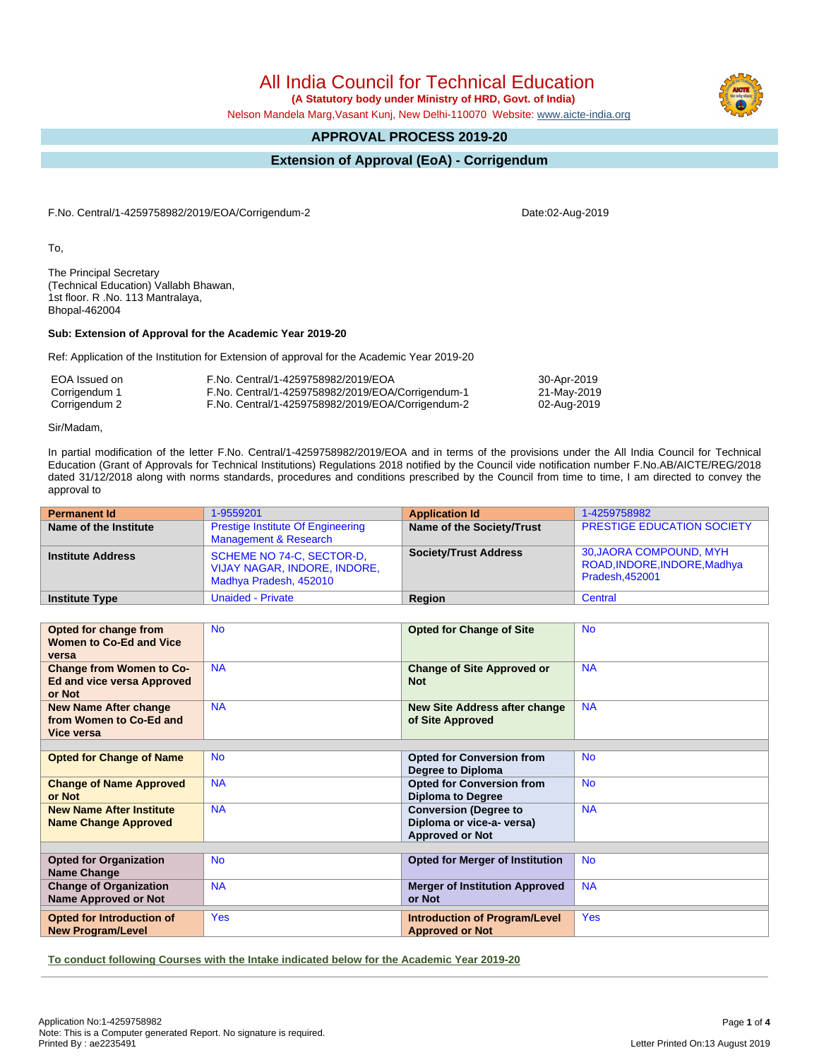# All India Council for Technical Education

**(A Statutory body under Ministry of HRD, Govt. of India)**

Nelson Mandela Marg,Vasant Kunj, New Delhi-110070 Website: www.aicte-india.org

## APPROVAL PROCESS 2019-20

## Extension of Approval (EoA) - Corrigendum

F.No. Central/1-4259758982/2019/EOA/Corrigendum-2 Date:02-Aug-2019

To,

The Principal Secretary
(Technical Education) Vallabh Bhawan,
1st floor. R .No. 113 Mantralaya,
Bhopal-462004

**Sub: Extension of Approval for the Academic Year 2019-20**

Ref: Application of the Institution for Extension of approval for the Academic Year 2019-20

| | | |
|---|---|---|
| EOA Issued on | F.No. Central/1-4259758982/2019/EOA | 30-Apr-2019 |
| Corrigendum 1 | F.No. Central/1-4259758982/2019/EOA/Corrigendum-1 | 21-May-2019 |
| Corrigendum 2 | F.No. Central/1-4259758982/2019/EOA/Corrigendum-2 | 02-Aug-2019 |

Sir/Madam,

In partial modification of the letter F.No. Central/1-4259758982/2019/EOA and in terms of the provisions under the All India Council for Technical Education (Grant of Approvals for Technical Institutions) Regulations 2018 notified by the Council vide notification number F.No.AB/AICTE/REG/2018 dated 31/12/2018 along with norms standards, procedures and conditions prescribed by the Council from time to time, I am directed to convey the approval to

| Permanent Id | 1-9559201 | Application Id | 1-4259758982 |
|---|---|---|---|
| Name of the Institute | Prestige Institute Of Engineering Management & Research | Name of the Society/Trust | PRESTIGE EDUCATION SOCIETY |
| Institute Address | SCHEME NO 74-C, SECTOR-D, VIJAY NAGAR, INDORE, INDORE, Madhya Pradesh, 452010 | Society/Trust Address | 30,JAORA COMPOUND, MYH ROAD,INDORE,INDORE,Madhya Pradesh,452001 |
| Institute Type | Unaided - Private | Region | Central |

| | | | |
|---|---|---|---|
| Opted for change from Women to Co-Ed and Vice versa | No | Opted for Change of Site | No |
| Change from Women to Co-Ed and vice versa Approved or Not | NA | Change of Site Approved or Not | NA |
| New Name After change from Women to Co-Ed and Vice versa | NA | New Site Address after change of Site Approved | NA |
| | | | |
| Opted for Change of Name | No | Opted for Conversion from Degree to Diploma | No |
| Change of Name Approved or Not | NA | Opted for Conversion from Diploma to Degree | No |
| New Name After Institute Name Change Approved | NA | Conversion (Degree to Diploma or vice-a- versa) Approved or Not | NA |
| | | | |
| Opted for Organization Name Change | No | Opted for Merger of Institution | No |
| Change of Organization Name Approved or Not | NA | Merger of Institution Approved or Not | NA |
| Opted for Introduction of New Program/Level | Yes | Introduction of Program/Level Approved or Not | Yes |

**To conduct following Courses with the Intake indicated below for the Academic Year 2019-20**

Application No:1-4259758982
Note: This is a Computer generated Report. No signature is required.
Printed By : ae2235491

Letter Printed On:13 August 2019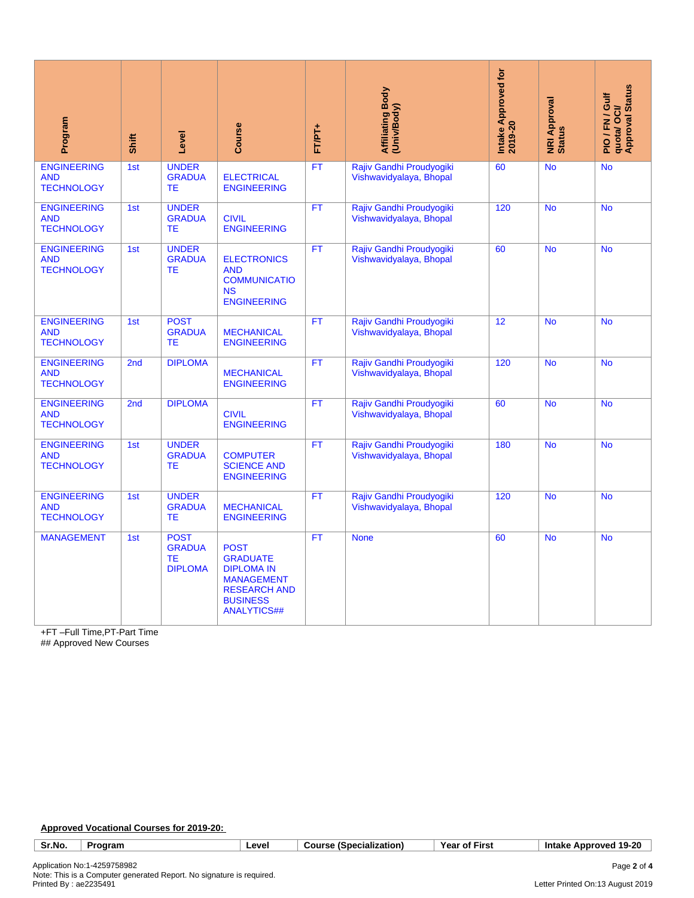| Program | Shift | Level | Course | FT/PT+ | Affiliating Body (Univ/Body) | Intake Approved for 2019-20 | NRI Approval Status | PIO / FN / Gulf quota/ OCI/ Approval Status |
|---|---|---|---|---|---|---|---|---|
| ENGINEERING AND TECHNOLOGY | 1st | UNDER GRADUATE | ELECTRICAL ENGINEERING | FT | Rajiv Gandhi Proudyogiki Vishwavidyalaya, Bhopal | 60 | No | No |
| ENGINEERING AND TECHNOLOGY | 1st | UNDER GRADUATE | CIVIL ENGINEERING | FT | Rajiv Gandhi Proudyogiki Vishwavidyalaya, Bhopal | 120 | No | No |
| ENGINEERING AND TECHNOLOGY | 1st | UNDER GRADUATE | ELECTRONICS AND COMMUNICATIONS ENGINEERING | FT | Rajiv Gandhi Proudyogiki Vishwavidyalaya, Bhopal | 60 | No | No |
| ENGINEERING AND TECHNOLOGY | 1st | POST GRADUATE | MECHANICAL ENGINEERING | FT | Rajiv Gandhi Proudyogiki Vishwavidyalaya, Bhopal | 12 | No | No |
| ENGINEERING AND TECHNOLOGY | 2nd | DIPLOMA | MECHANICAL ENGINEERING | FT | Rajiv Gandhi Proudyogiki Vishwavidyalaya, Bhopal | 120 | No | No |
| ENGINEERING AND TECHNOLOGY | 2nd | DIPLOMA | CIVIL ENGINEERING | FT | Rajiv Gandhi Proudyogiki Vishwavidyalaya, Bhopal | 60 | No | No |
| ENGINEERING AND TECHNOLOGY | 1st | UNDER GRADUATE | COMPUTER SCIENCE AND ENGINEERING | FT | Rajiv Gandhi Proudyogiki Vishwavidyalaya, Bhopal | 180 | No | No |
| ENGINEERING AND TECHNOLOGY | 1st | UNDER GRADUATE | MECHANICAL ENGINEERING | FT | Rajiv Gandhi Proudyogiki Vishwavidyalaya, Bhopal | 120 | No | No |
| MANAGEMENT | 1st | POST GRADUATE DIPLOMA | POST GRADUATE DIPLOMA IN MANAGEMENT RESEARCH AND BUSINESS ANALYTICS## | FT | None | 60 | No | No |

+FT –Full Time,PT-Part Time
## Approved New Courses

**Approved Vocational Courses for 2019-20:**

| Sr.No. | Program | Level | Course (Specialization) | Year of First | Intake Approved 19-20 |
|---|---|---|---|---|---|

Application No:1-4259758982
Note: This is a Computer generated Report. No signature is required.
Printed By : ae2235491

Letter Printed On:13 August 2019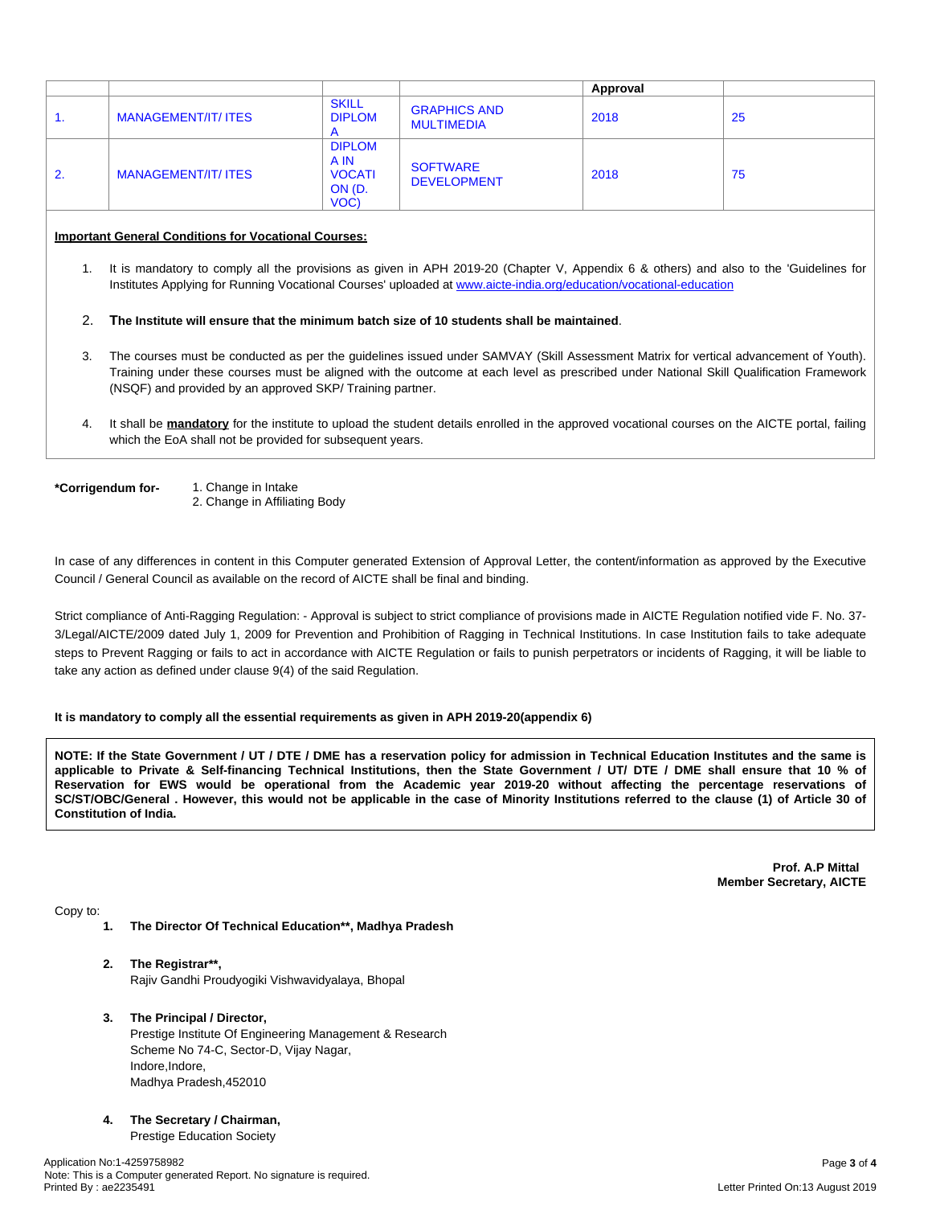| | | | | Approval | |
|---|---|---|---|---|---|
| 1. | MANAGEMENT/IT/ ITES | SKILL DIPLOMA | GRAPHICS AND MULTIMEDIA | 2018 | 25 |
| 2. | MANAGEMENT/IT/ ITES | DIPLOMA IN VOCATION (D. VOC) | SOFTWARE DEVELOPMENT | 2018 | 75 |

**Important General Conditions for Vocational Courses:**

1. It is mandatory to comply all the provisions as given in APH 2019-20 (Chapter V, Appendix 6 & others) and also to the 'Guidelines for Institutes Applying for Running Vocational Courses' uploaded at www.aicte-india.org/education/vocational-education
2. **The Institute will ensure that the minimum batch size of 10 students shall be maintained**.
3. The courses must be conducted as per the guidelines issued under SAMVAY (Skill Assessment Matrix for vertical advancement of Youth). Training under these courses must be aligned with the outcome at each level as prescribed under National Skill Qualification Framework (NSQF) and provided by an approved SKP/ Training partner.
4. It shall be **mandatory** for the institute to upload the student details enrolled in the approved vocational courses on the AICTE portal, failing which the EoA shall not be provided for subsequent years.

**\*Corrigendum for-**
1. Change in Intake
2. Change in Affiliating Body

In case of any differences in content in this Computer generated Extension of Approval Letter, the content/information as approved by the Executive Council / General Council as available on the record of AICTE shall be final and binding.

Strict compliance of Anti-Ragging Regulation: - Approval is subject to strict compliance of provisions made in AICTE Regulation notified vide F. No. 37-3/Legal/AICTE/2009 dated July 1, 2009 for Prevention and Prohibition of Ragging in Technical Institutions. In case Institution fails to take adequate steps to Prevent Ragging or fails to act in accordance with AICTE Regulation or fails to punish perpetrators or incidents of Ragging, it will be liable to take any action as defined under clause 9(4) of the said Regulation.

**It is mandatory to comply all the essential requirements as given in APH 2019-20(appendix 6)**

**NOTE: If the State Government / UT / DTE / DME has a reservation policy for admission in Technical Education Institutes and the same is applicable to Private & Self-financing Technical Institutions, then the State Government / UT/ DTE / DME shall ensure that 10 % of Reservation for EWS would be operational from the Academic year 2019-20 without affecting the percentage reservations of SC/ST/OBC/General . However, this would not be applicable in the case of Minority Institutions referred to the clause (1) of Article 30 of Constitution of India.**

**Prof. A.P Mittal**
**Member Secretary, AICTE**

Copy to:

1. **The Director Of Technical Education\*\*, Madhya Pradesh**
2. **The Registrar\*\*,**
   Rajiv Gandhi Proudyogiki Vishwavidyalaya, Bhopal
3. **The Principal / Director,**
   Prestige Institute Of Engineering Management & Research
   Scheme No 74-C, Sector-D, Vijay Nagar,
   Indore,Indore,
   Madhya Pradesh,452010
4. **The Secretary / Chairman,**
   Prestige Education Society

Application No:1-4259758982
Note: This is a Computer generated Report. No signature is required.
Printed By : ae2235491

Letter Printed On:13 August 2019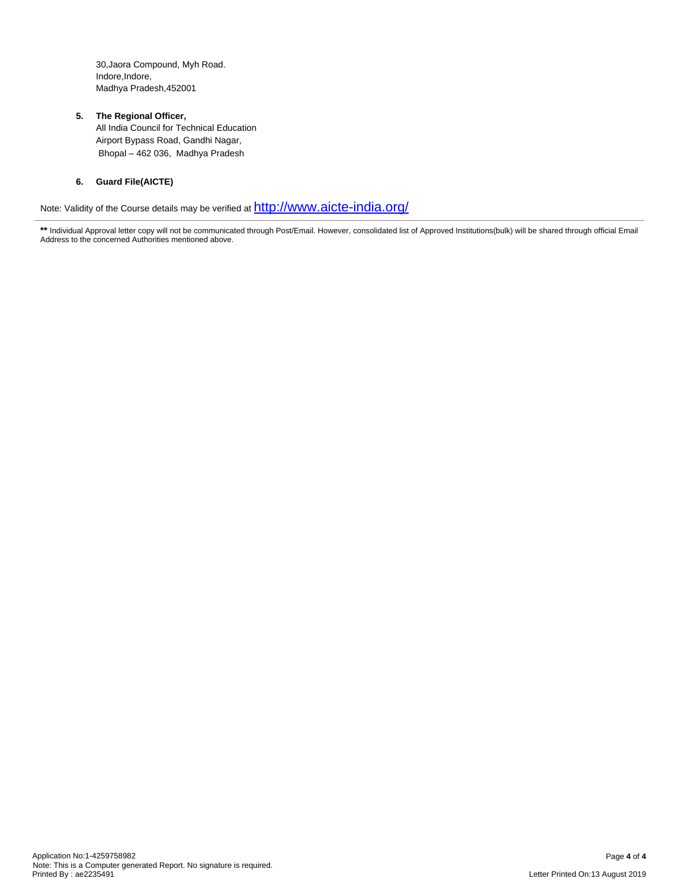30,Jaora Compound, Myh Road.
Indore,Indore,
Madhya Pradesh,452001

5. **The Regional Officer,**
   All India Council for Technical Education
   Airport Bypass Road, Gandhi Nagar,
   Bhopal – 462 036, Madhya Pradesh

6. **Guard File(AICTE)**

Note: Validity of the Course details may be verified at http://www.aicte-india.org/

---

**\*\*** Individual Approval letter copy will not be communicated through Post/Email. However, consolidated list of Approved Institutions(bulk) will be shared through official Email Address to the concerned Authorities mentioned above.

Application No:1-4259758982
Note: This is a Computer generated Report. No signature is required.
Printed By : ae2235491

Letter Printed On:13 August 2019